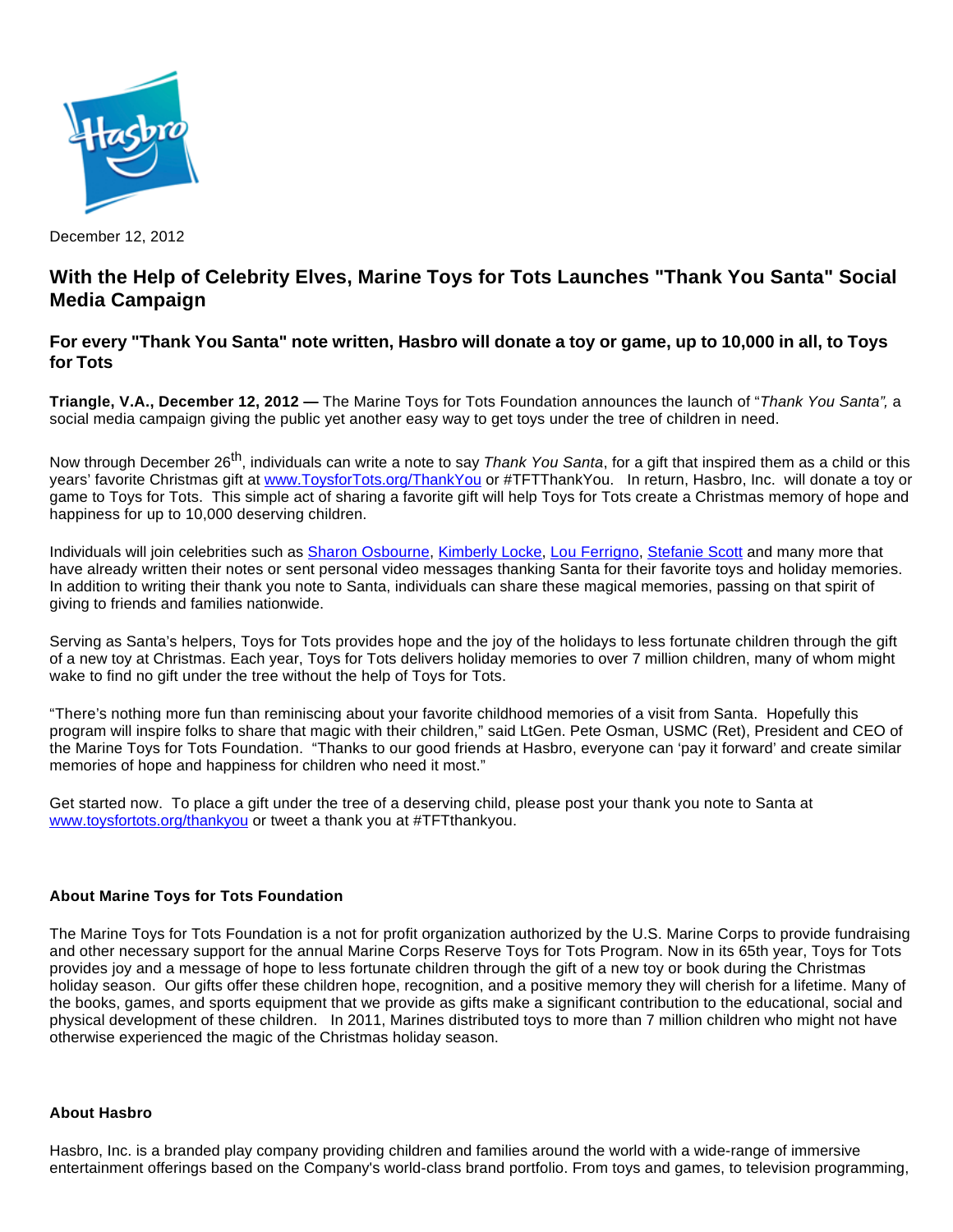December 12, 2012

## With the Help of Celebrity Elves, Marine Toys for Tots Launches "Thank You Santa" Social Media Campaign

### For every "Thank You Santa" note written, Hasbro will donate a toy or game, up to 10,000 in all, to Toys for Tots

**Triangle, V.A., December 12, 2012 —** The Marine Toys for Tots Foundation announces the launch of "*Thank You Santa",* a social media campaign giving the public yet another easy way to get toys under the tree of children in need.

Now through December 26th, individuals can write a note to say *Thank You Santa*, for a gift that inspired them as a child or this years' favorite Christmas gift at [www.ToysforTots.org/ThankYou](www.ToysforTots.org/ThankYou) or #TFTThankYou. In return, Hasbro, Inc. will donate a toy or game to Toys for Tots. This simple act of sharing a favorite gift will help Toys for Tots create a Christmas memory of hope and happiness for up to 10,000 deserving children.

Individuals will join celebrities such as Sharon Osbourne, Kimberly Locke, Lou Ferrigno, Stefanie Scott and many more that have already written their notes or sent personal video messages thanking Santa for their favorite toys and holiday memories. In addition to writing their thank you note to Santa, individuals can share these magical memories, passing on that spirit of giving to friends and families nationwide.

Serving as Santa's helpers, Toys for Tots provides hope and the joy of the holidays to less fortunate children through the gift of a new toy at Christmas. Each year, Toys for Tots delivers holiday memories to over 7 million children, many of whom might wake to find no gift under the tree without the help of Toys for Tots.

"There's nothing more fun than reminiscing about your favorite childhood memories of a visit from Santa. Hopefully this program will inspire folks to share that magic with their children," said LtGen. Pete Osman, USMC (Ret), President and CEO of the Marine Toys for Tots Foundation. "Thanks to our good friends at Hasbro, everyone can 'pay it forward' and create similar memories of hope and happiness for children who need it most."

Get started now. To place a gift under the tree of a deserving child, please post your thank you note to Santa at [www.toysfortots.org/thankyou](www.toysfortots.org/thankyou) or tweet a thank you at #TFTthankyou.

#### About Marine Toys for Tots Foundation

The Marine Toys for Tots Foundation is a not for profit organization authorized by the U.S. Marine Corps to provide fundraising and other necessary support for the annual Marine Corps Reserve Toys for Tots Program. Now in its 65th year, Toys for Tots provides joy and a message of hope to less fortunate children through the gift of a new toy or book during the Christmas holiday season. Our gifts offer these children hope, recognition, and a positive memory they will cherish for a lifetime. Many of the books, games, and sports equipment that we provide as gifts make a significant contribution to the educational, social and physical development of these children. In 2011, Marines distributed toys to more than 7 million children who might not have otherwise experienced the magic of the Christmas holiday season.

#### About Hasbro

Hasbro, Inc. is a branded play company providing children and families around the world with a wide-range of immersive entertainment offerings based on the Company's world-class brand portfolio. From toys and games, to television programming,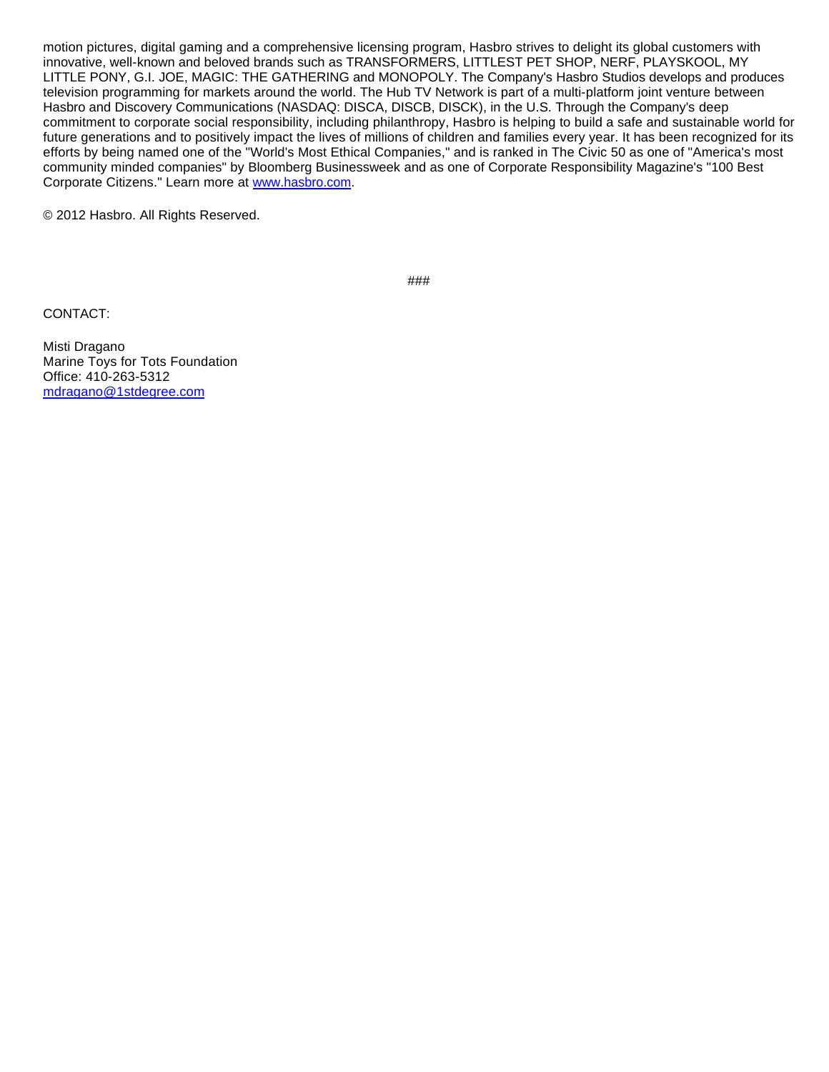motion pictures, digital gaming and a comprehensive licensing program, Hasbro strives to delight its global customers with innovative, well-known and beloved brands such as TRANSFORMERS, LITTLEST PET SHOP, NERF, PLAYSKOOL, MY LITTLE PONY, G.I. JOE, MAGIC: THE GATHERING and MONOPOLY. The Company's Hasbro Studios develops and produces television programming for markets around the world. The Hub TV Network is part of a multi-platform joint venture between Hasbro and Discovery Communications (NASDAQ: DISCA, DISCB, DISCK), in the U.S. Through the Company's deep commitment to corporate social responsibility, including philanthropy, Hasbro is helping to build a safe and sustainable world for future generations and to positively impact the lives of millions of children and families every year. It has been recognized for its efforts by being named one of the "World's Most Ethical Companies," and is ranked in The Civic 50 as one of "America's most community minded companies" by Bloomberg Businessweek and as one of Corporate Responsibility Magazine's "100 Best Corporate Citizens." Learn more at [www.hasbro.com](http://www.hasbro.com).

© 2012 Hasbro. All Rights Reserved.

###

CONTACT:

Misti Dragano
Marine Toys for Tots Foundation
Office: 410-263-5312
[mdragano@1stdegree.com](mailto:mdragano@1stdegree.com)